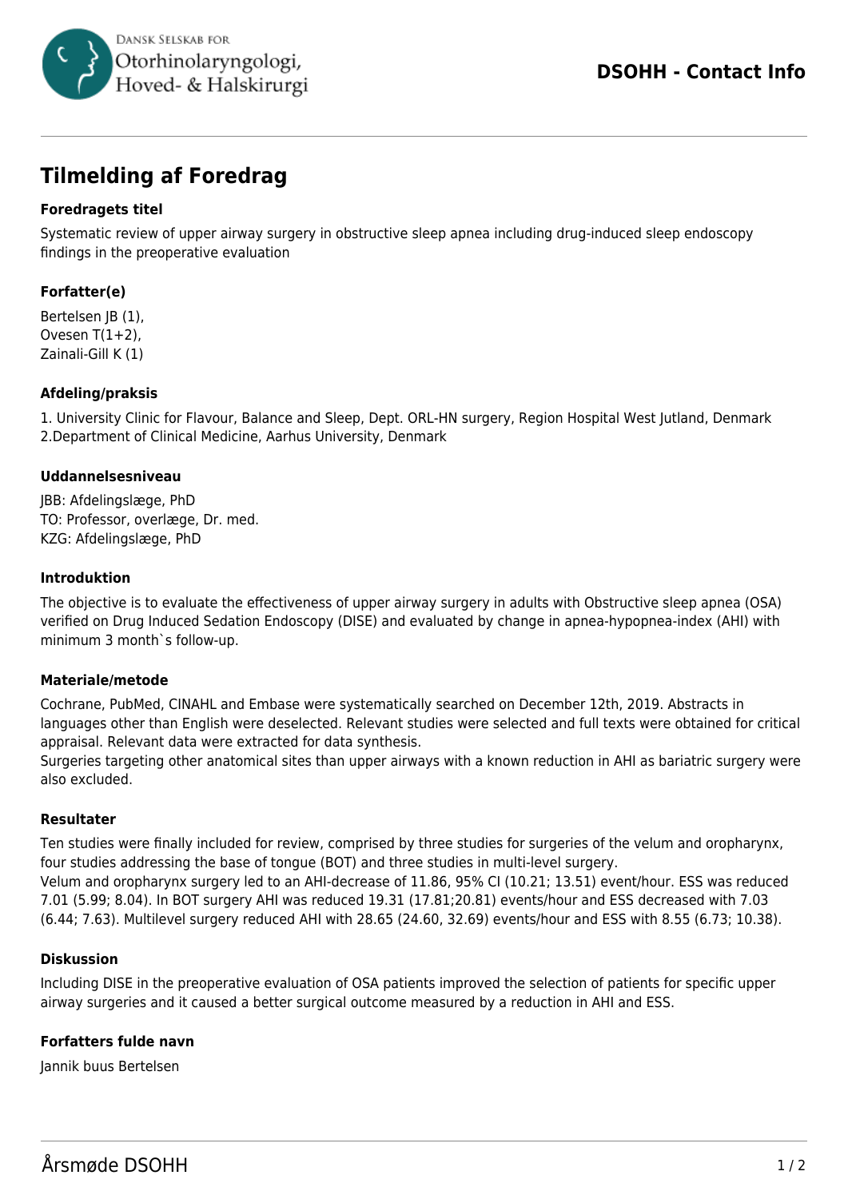Dansk Selskab for Otorhinolaryngologi, Hoved- & Halskirurgi

**DSOHH - Contact Info**

# Tilmelding af Foredrag

### Foredragets titel

Systematic review of upper airway surgery in obstructive sleep apnea including drug-induced sleep endoscopy findings in the preoperative evaluation

### Forfatter(e)

Bertelsen JB (1),
Ovesen T(1+2),
Zainali-Gill K (1)

### Afdeling/praksis

1. University Clinic for Flavour, Balance and Sleep, Dept. ORL-HN surgery, Region Hospital West Jutland, Denmark
2.Department of Clinical Medicine, Aarhus University, Denmark

### Uddannelsesniveau

JBB: Afdelingslæge, PhD
TO: Professor, overlæge, Dr. med.
KZG: Afdelingslæge, PhD

### Introduktion

The objective is to evaluate the effectiveness of upper airway surgery in adults with Obstructive sleep apnea (OSA) verified on Drug Induced Sedation Endoscopy (DISE) and evaluated by change in apnea-hypopnea-index (AHI) with minimum 3 month`s follow-up.

### Materiale/metode

Cochrane, PubMed, CINAHL and Embase were systematically searched on December 12th, 2019. Abstracts in languages other than English were deselected. Relevant studies were selected and full texts were obtained for critical appraisal. Relevant data were extracted for data synthesis.
Surgeries targeting other anatomical sites than upper airways with a known reduction in AHI as bariatric surgery were also excluded.

### Resultater

Ten studies were finally included for review, comprised by three studies for surgeries of the velum and oropharynx, four studies addressing the base of tongue (BOT) and three studies in multi-level surgery.
Velum and oropharynx surgery led to an AHI-decrease of 11.86, 95% CI (10.21; 13.51) event/hour. ESS was reduced 7.01 (5.99; 8.04). In BOT surgery AHI was reduced 19.31 (17.81;20.81) events/hour and ESS decreased with 7.03 (6.44; 7.63). Multilevel surgery reduced AHI with 28.65 (24.60, 32.69) events/hour and ESS with 8.55 (6.73; 10.38).

### Diskussion

Including DISE in the preoperative evaluation of OSA patients improved the selection of patients for specific upper airway surgeries and it caused a better surgical outcome measured by a reduction in AHI and ESS.

### Forfatters fulde navn

Jannik buus Bertelsen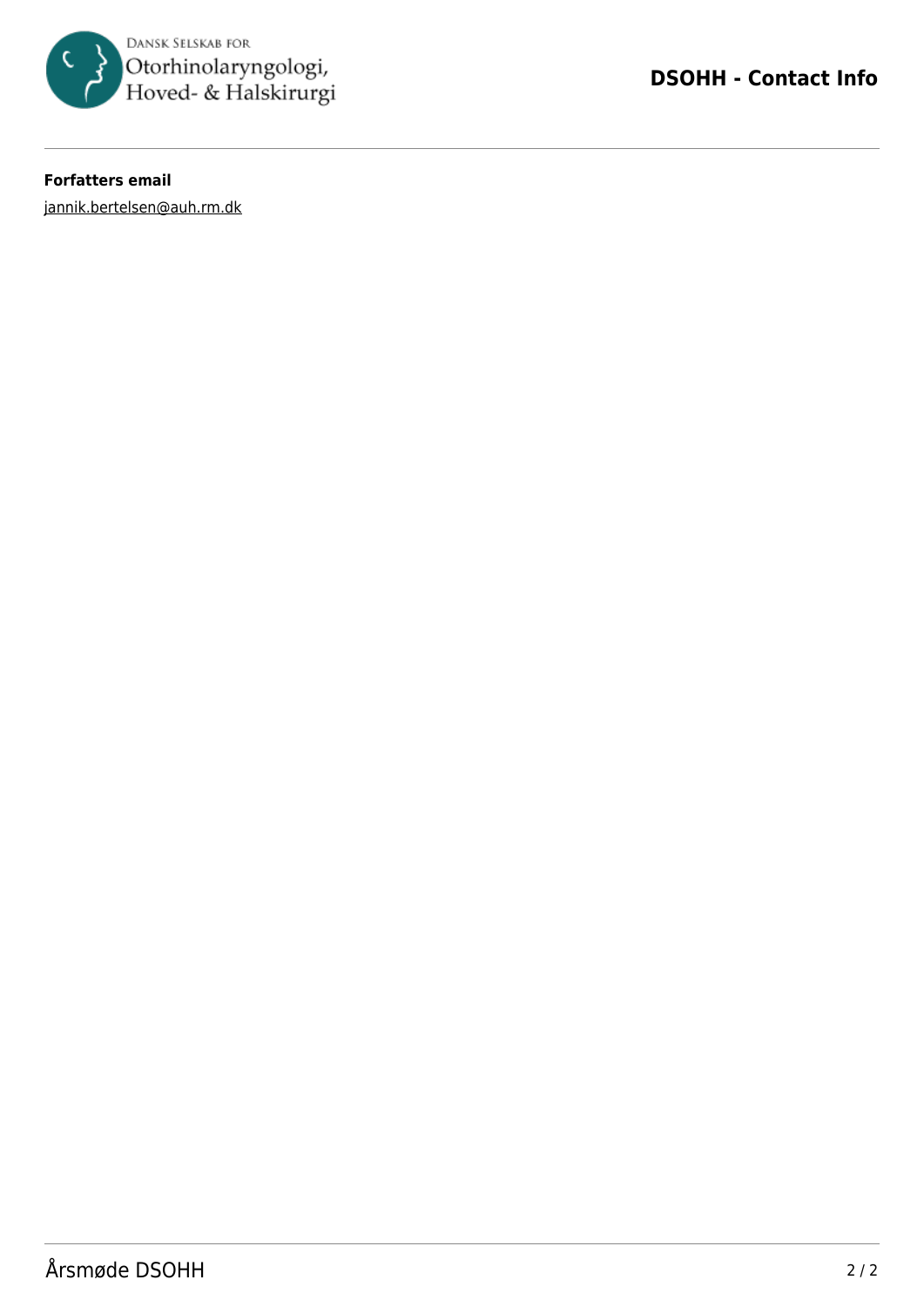**Forfatters email**

jannik.bertelsen@auh.rm.dk